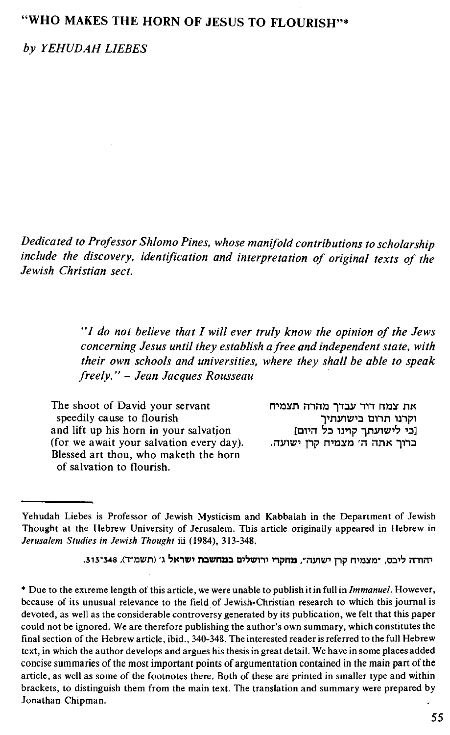# "WHO MAKES THE HORN OF JESUS TO FLOURISH"*

*by YEHUDAH LIEBES*

*Dedicated to Professor Shlomo Pines, whose manifold contributions to scholarship include the discovery, identification and interpretation of original texts of the Jewish Christian sect.*

> *"I do not believe that I will ever truly know the opinion of the Jews concerning Jesus until they establish a free and independent state, with their own schools and universities, where they shall be able to speak freely." – Jean Jacques Rousseau*

| | |
|---|---|
| The shoot of David your servant speedily cause to flourish | את צמח דוד עבדך מהרה תצמיח |
| and lift up his horn in your salvation | וקרנו תרום בישועתיך |
| (for we await your salvation every day). | [כי לישועתך קוינו כל היום] |
| Blessed art thou, who maketh the horn of salvation to flourish. | ברוך אתה ה' מצמיח קרן ישועה. |

---

Yehudah Liebes is Professor of Jewish Mysticism and Kabbalah in the Department of Jewish Thought at the Hebrew University of Jerusalem. This article originally appeared in Hebrew in *Jerusalem Studies in Jewish Thought* iii (1984), 313-348.

יהודה ליבס, "מצמיח קרן ישועה", **מחקרי ירושלים במחשבת ישראל** ג' (תשמ"ד), 313-348.

\* Due to the extreme length of this article, we were unable to publish it in full in *Immanuel*. However, because of its unusual relevance to the field of Jewish-Christian research to which this journal is devoted, as well as the considerable controversy generated by its publication, we felt that this paper could not be ignored. We are therefore publishing the author's own summary, which constitutes the final section of the Hebrew article, ibid., 340-348. The interested reader is referred to the full Hebrew text, in which the author develops and argues his thesis in great detail. We have in some places added concise summaries of the most important points of argumentation contained in the main part of the article, as well as some of the footnotes there. Both of these are printed in smaller type and within brackets, to distinguish them from the main text. The translation and summary were prepared by Jonathan Chipman.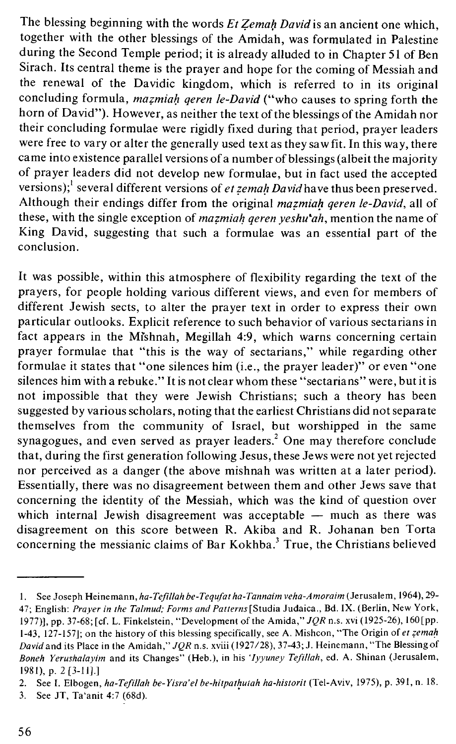The blessing beginning with the words *Et Zemaḥ David* is an ancient one which, together with the other blessings of the Amidah, was formulated in Palestine during the Second Temple period; it is already alluded to in Chapter 51 of Ben Sirach. Its central theme is the prayer and hope for the coming of Messiah and the renewal of the Davidic kingdom, which is referred to in its original concluding formula, *mazmiaḥ qeren le-David* ("who causes to spring forth the horn of David"). However, as neither the text of the blessings of the Amidah nor their concluding formulae were rigidly fixed during that period, prayer leaders were free to vary or alter the generally used text as they saw fit. In this way, there came into existence parallel versions of a number of blessings (albeit the majority of prayer leaders did not develop new formulae, but in fact used the accepted versions);[1] several different versions of *et zemaḥ David* have thus been preserved. Although their endings differ from the original *mazmiaḥ qeren le-David*, all of these, with the single exception of *mazmiaḥ qeren yeshu'ah*, mention the name of King David, suggesting that such a formulae was an essential part of the conclusion.

It was possible, within this atmosphere of flexibility regarding the text of the prayers, for people holding various different views, and even for members of different Jewish sects, to alter the prayer text in order to express their own particular outlooks. Explicit reference to such behavior of various sectarians in fact appears in the Mishnah, Megillah 4:9, which warns concerning certain prayer formulae that "this is the way of sectarians," while regarding other formulae it states that "one silences him (i.e., the prayer leader)" or even "one silences him with a rebuke." It is not clear whom these "sectarians" were, but it is not impossible that they were Jewish Christians; such a theory has been suggested by various scholars, noting that the earliest Christians did not separate themselves from the community of Israel, but worshipped in the same synagogues, and even served as prayer leaders.[2] One may therefore conclude that, during the first generation following Jesus, these Jews were not yet rejected nor perceived as a danger (the above mishnah was written at a later period). Essentially, there was no disagreement between them and other Jews save that concerning the identity of the Messiah, which was the kind of question over which internal Jewish disagreement was acceptable — much as there was disagreement on this score between R. Akiba and R. Johanan ben Torta concerning the messianic claims of Bar Kokhba.[3] True, the Christians believed

---

1. See Joseph Heinemann, *ha-Tefillah be-Tequfat ha-Tannaim veha-Amoraim* (Jerusalem, 1964), 29-47; English: *Prayer in the Talmud; Forms and Patterns* [Studia Judaica., Bd. IX. (Berlin, New York, 1977)], pp. 37-68; [cf. L. Finkelstein, "Development of the Amida," *JQR* n.s. xvi (1925-26), 160 [pp. 1-43, 127-157]; on the history of this blessing specifically, see A. Mishcon, "The Origin of *et zemaḥ David* and its Place in the Amidah," *JQR* n.s. xviii (1927/28), 37-43; J. Heinemann, "The Blessing of *Boneh Yerushalayim* and its Changes" (Heb.), in his *'Iyyuney Tefillah*, ed. A. Shinan (Jerusalem, 1981), p. 2 [3-11].]
2. See I. Elbogen, *ha-Tefillah be-Yisra'el be-hitpatḥutah ha-historit* (Tel-Aviv, 1975), p. 391, n. 18.
3. See JT, Ta'anit 4:7 (68d).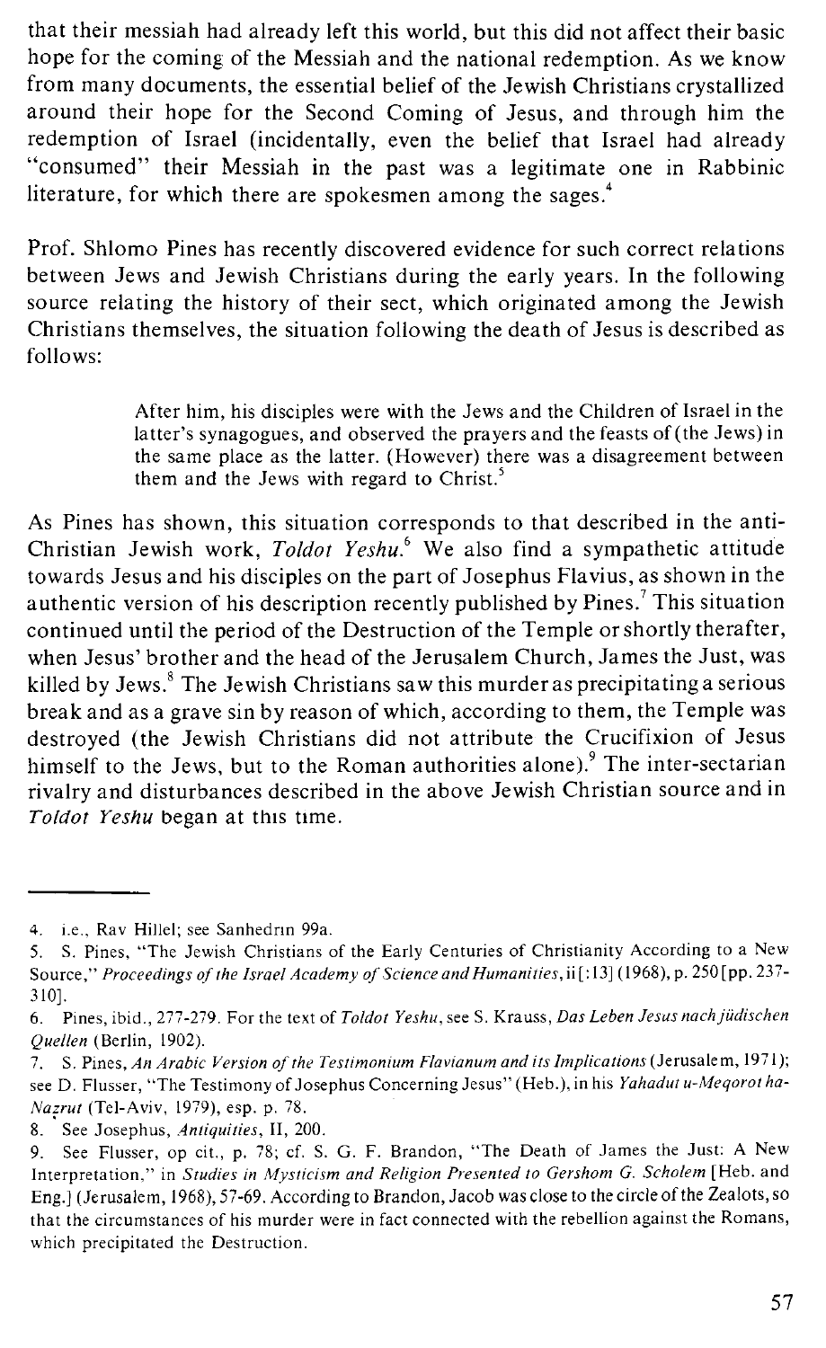that their messiah had already left this world, but this did not affect their basic hope for the coming of the Messiah and the national redemption. As we know from many documents, the essential belief of the Jewish Christians crystallized around their hope for the Second Coming of Jesus, and through him the redemption of Israel (incidentally, even the belief that Israel had already "consumed" their Messiah in the past was a legitimate one in Rabbinic literature, for which there are spokesmen among the sages.[4]

Prof. Shlomo Pines has recently discovered evidence for such correct relations between Jews and Jewish Christians during the early years. In the following source relating the history of their sect, which originated among the Jewish Christians themselves, the situation following the death of Jesus is described as follows:

> After him, his disciples were with the Jews and the Children of Israel in the latter's synagogues, and observed the prayers and the feasts of (the Jews) in the same place as the latter. (However) there was a disagreement between them and the Jews with regard to Christ.[5]

As Pines has shown, this situation corresponds to that described in the anti-Christian Jewish work, *Toldot Yeshu*.[6] We also find a sympathetic attitude towards Jesus and his disciples on the part of Josephus Flavius, as shown in the authentic version of his description recently published by Pines.[7] This situation continued until the period of the Destruction of the Temple or shortly therafter, when Jesus' brother and the head of the Jerusalem Church, James the Just, was killed by Jews.[8] The Jewish Christians saw this murder as precipitating a serious break and as a grave sin by reason of which, according to them, the Temple was destroyed (the Jewish Christians did not attribute the Crucifixion of Jesus himself to the Jews, but to the Roman authorities alone).[9] The inter-sectarian rivalry and disturbances described in the above Jewish Christian source and in *Toldot Yeshu* began at this time.

---

4. i.e., Rav Hillel; see Sanhedrin 99a.
5. S. Pines, "The Jewish Christians of the Early Centuries of Christianity According to a New Source," *Proceedings of the Israel Academy of Science and Humanities*, ii[:13] (1968), p. 250 [pp. 237-310].
6. Pines, ibid., 277-279. For the text of *Toldot Yeshu*, see S. Krauss, *Das Leben Jesus nach jüdischen Quellen* (Berlin, 1902).
7. S. Pines, *An Arabic Version of the Testimonium Flavianum and its Implications* (Jerusalem, 1971); see D. Flusser, "The Testimony of Josephus Concerning Jesus" (Heb.), in his *Yahadut u-Meqorot ha-Nazrut* (Tel-Aviv, 1979), esp. p. 78.
8. See Josephus, *Antiquities*, II, 200.
9. See Flusser, op cit., p. 78; cf. S. G. F. Brandon, "The Death of James the Just: A New Interpretation," in *Studies in Mysticism and Religion Presented to Gershom G. Scholem* [Heb. and Eng.] (Jerusalem, 1968), 57-69. According to Brandon, Jacob was close to the circle of the Zealots, so that the circumstances of his murder were in fact connected with the rebellion against the Romans, which precipitated the Destruction.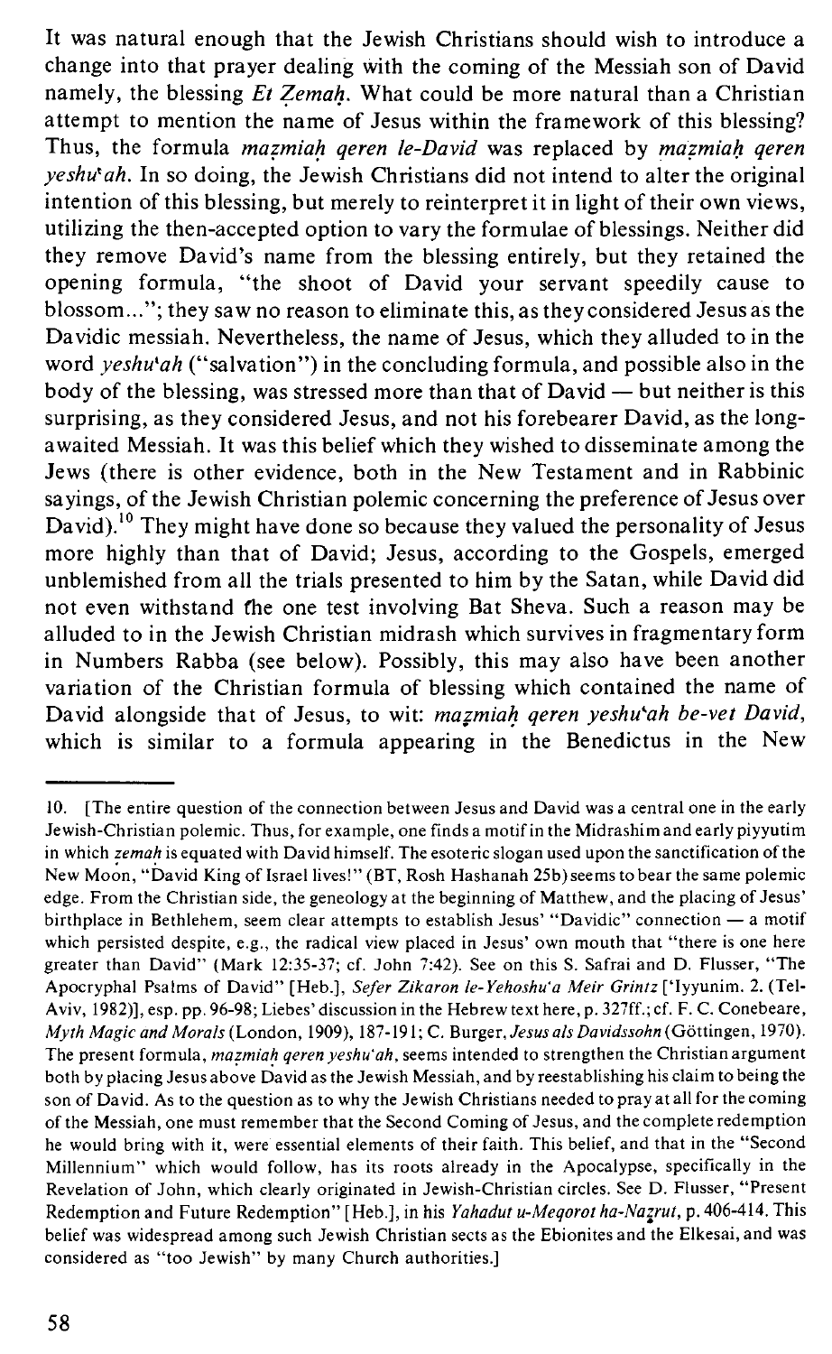It was natural enough that the Jewish Christians should wish to introduce a change into that prayer dealing with the coming of the Messiah son of David namely, the blessing *Et Ẓemaḥ*. What could be more natural than a Christian attempt to mention the name of Jesus within the framework of this blessing? Thus, the formula *maẓmiaḥ qeren le-David* was replaced by *maẓmiaḥ qeren yeshu'ah*. In so doing, the Jewish Christians did not intend to alter the original intention of this blessing, but merely to reinterpret it in light of their own views, utilizing the then-accepted option to vary the formulae of blessings. Neither did they remove David's name from the blessing entirely, but they retained the opening formula, "the shoot of David your servant speedily cause to blossom..."; they saw no reason to eliminate this, as they considered Jesus as the Davidic messiah. Nevertheless, the name of Jesus, which they alluded to in the word *yeshu'ah* ("salvation") in the concluding formula, and possible also in the body of the blessing, was stressed more than that of David — but neither is this surprising, as they considered Jesus, and not his forebearer David, as the long-awaited Messiah. It was this belief which they wished to disseminate among the Jews (there is other evidence, both in the New Testament and in Rabbinic sayings, of the Jewish Christian polemic concerning the preference of Jesus over David).[10] They might have done so because they valued the personality of Jesus more highly than that of David; Jesus, according to the Gospels, emerged unblemished from all the trials presented to him by the Satan, while David did not even withstand the one test involving Bat Sheva. Such a reason may be alluded to in the Jewish Christian midrash which survives in fragmentary form in Numbers Rabba (see below). Possibly, this may also have been another variation of the Christian formula of blessing which contained the name of David alongside that of Jesus, to wit: *maẓmiaḥ qeren yeshu'ah be-vet David*, which is similar to a formula appearing in the Benedictus in the New

---

10. [The entire question of the connection between Jesus and David was a central one in the early Jewish-Christian polemic. Thus, for example, one finds a motif in the Midrashim and early piyyutim in which *ẓemah* is equated with David himself. The esoteric slogan used upon the sanctification of the New Moon, "David King of Israel lives!" (BT, Rosh Hashanah 25b) seems to bear the same polemic edge. From the Christian side, the geneology at the beginning of Matthew, and the placing of Jesus' birthplace in Bethlehem, seem clear attempts to establish Jesus' "Davidic" connection — a motif which persisted despite, e.g., the radical view placed in Jesus' own mouth that "there is one here greater than David" (Mark 12:35-37; cf. John 7:42). See on this S. Safrai and D. Flusser, "The Apocryphal Psalms of David" [Heb.], *Sefer Zikaron le-Yehoshu'a Meir Grintz* ['Iyyunim. 2. (Tel-Aviv, 1982)], esp. pp. 96-98; Liebes' discussion in the Hebrew text here, p. 327ff.; cf. F. C. Conebeare, *Myth Magic and Morals* (London, 1909), 187-191; C. Burger, *Jesus als Davidssohn* (Göttingen, 1970). The present formula, *maẓmiaḥ qeren yeshu'ah*, seems intended to strengthen the Christian argument both by placing Jesus above David as the Jewish Messiah, and by reestablishing his claim to being the son of David. As to the question as to why the Jewish Christians needed to pray at all for the coming of the Messiah, one must remember that the Second Coming of Jesus, and the complete redemption he would bring with it, were essential elements of their faith. This belief, and that in the "Second Millennium" which would follow, has its roots already in the Apocalypse, specifically in the Revelation of John, which clearly originated in Jewish-Christian circles. See D. Flusser, "Present Redemption and Future Redemption" [Heb.], in his *Yahadut u-Meqorot ha-Naẓrut*, p. 406-414. This belief was widespread among such Jewish Christian sects as the Ebionites and the Elkesai, and was considered as "too Jewish" by many Church authorities.]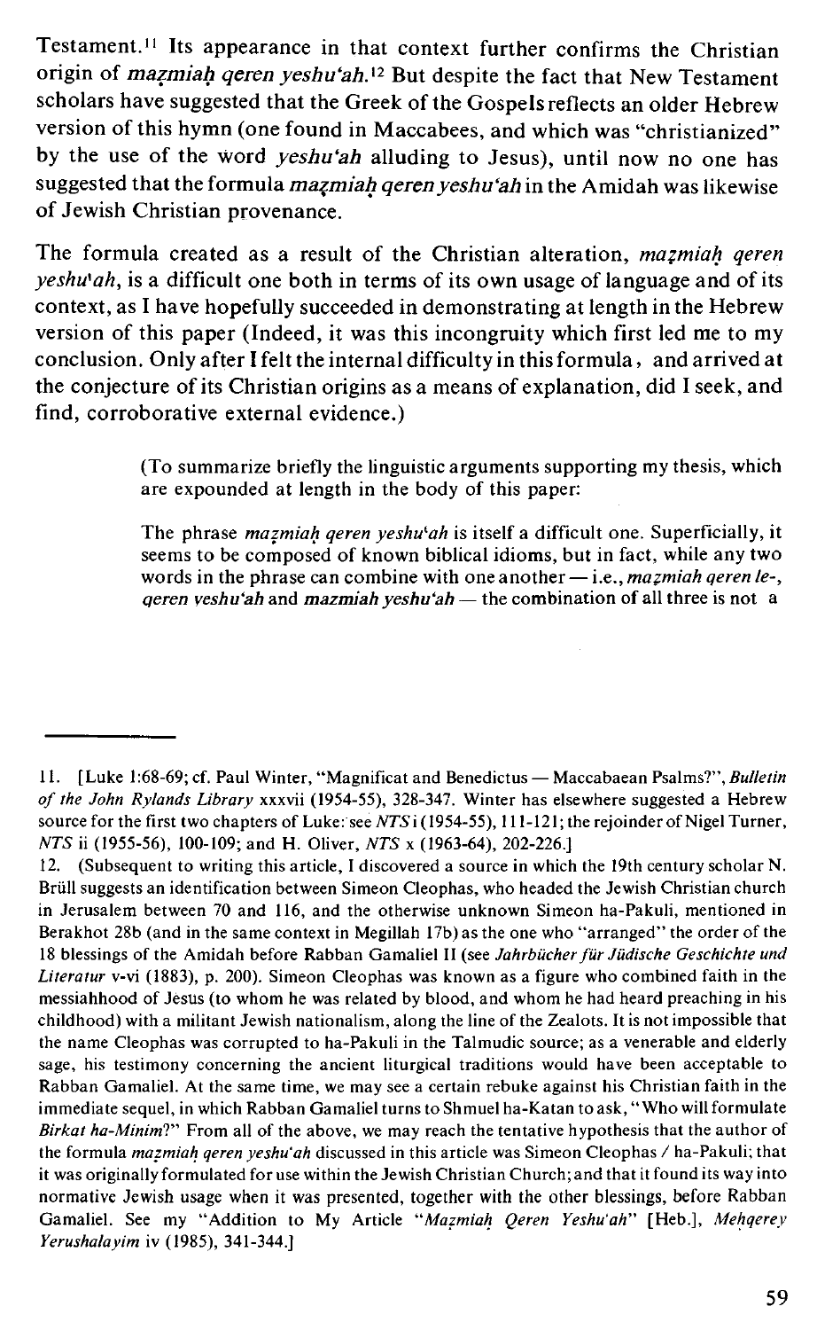Testament.[11] Its appearance in that context further confirms the Christian origin of *maẓmiaḥ qeren yeshu'ah.*[12] But despite the fact that New Testament scholars have suggested that the Greek of the Gospels reflects an older Hebrew version of this hymn (one found in Maccabees, and which was "christianized" by the use of the word *yeshu'ah* alluding to Jesus), until now no one has suggested that the formula *maẓmiaḥ qeren yeshu'ah* in the Amidah was likewise of Jewish Christian provenance.

The formula created as a result of the Christian alteration, *maẓmiaḥ qeren yeshu'ah*, is a difficult one both in terms of its own usage of language and of its context, as I have hopefully succeeded in demonstrating at length in the Hebrew version of this paper (Indeed, it was this incongruity which first led me to my conclusion. Only after I felt the internal difficulty in this formula, and arrived at the conjecture of its Christian origins as a means of explanation, did I seek, and find, corroborative external evidence.)

> (To summarize briefly the linguistic arguments supporting my thesis, which are expounded at length in the body of this paper:
>
> The phrase *maẓmiaḥ qeren yeshu'ah* is itself a difficult one. Superficially, it seems to be composed of known biblical idioms, but in fact, while any two words in the phrase can combine with one another — i.e., *maẓmiah qeren le-*, *qeren yeshu'ah* and ***mazmiah yeshu'ah*** — the combination of all three is not a

---

11. [Luke 1:68-69; cf. Paul Winter, "Magnificat and Benedictus — Maccabaean Psalms?", *Bulletin of the John Rylands Library* xxxvii (1954-55), 328-347. Winter has elsewhere suggested a Hebrew source for the first two chapters of Luke: see *NTS* i (1954-55), 111-121; the rejoinder of Nigel Turner, *NTS* ii (1955-56), 100-109; and H. Oliver, *NTS* x (1963-64), 202-226.]

12. (Subsequent to writing this article, I discovered a source in which the 19th century scholar N. Brüll suggests an identification between Simeon Cleophas, who headed the Jewish Christian church in Jerusalem between 70 and 116, and the otherwise unknown Simeon ha-Pakuli, mentioned in Berakhot 28b (and in the same context in Megillah 17b) as the one who "arranged" the order of the 18 blessings of the Amidah before Rabban Gamaliel II (see *Jahrbücher für Jüdische Geschichte und Literatur* v-vi (1883), p. 200). Simeon Cleophas was known as a figure who combined faith in the messiahhood of Jesus (to whom he was related by blood, and whom he had heard preaching in his childhood) with a militant Jewish nationalism, along the line of the Zealots. It is not impossible that the name Cleophas was corrupted to ha-Pakuli in the Talmudic source; as a venerable and elderly sage, his testimony concerning the ancient liturgical traditions would have been acceptable to Rabban Gamaliel. At the same time, we may see a certain rebuke against his Christian faith in the immediate sequel, in which Rabban Gamaliel turns to Shmuel ha-Katan to ask, "Who will formulate *Birkat ha-Minim*?" From all of the above, we may reach the tentative hypothesis that the author of the formula *maẓmiaḥ qeren yeshu'ah* discussed in this article was Simeon Cleophas / ha-Pakuli; that it was originally formulated for use within the Jewish Christian Church; and that it found its way into normative Jewish usage when it was presented, together with the other blessings, before Rabban Gamaliel. See my "Addition to My Article "*Maẓmiaḥ Qeren Yeshu'ah*" [Heb.], *Meḥqerey Yerushalayim* iv (1985), 341-344.]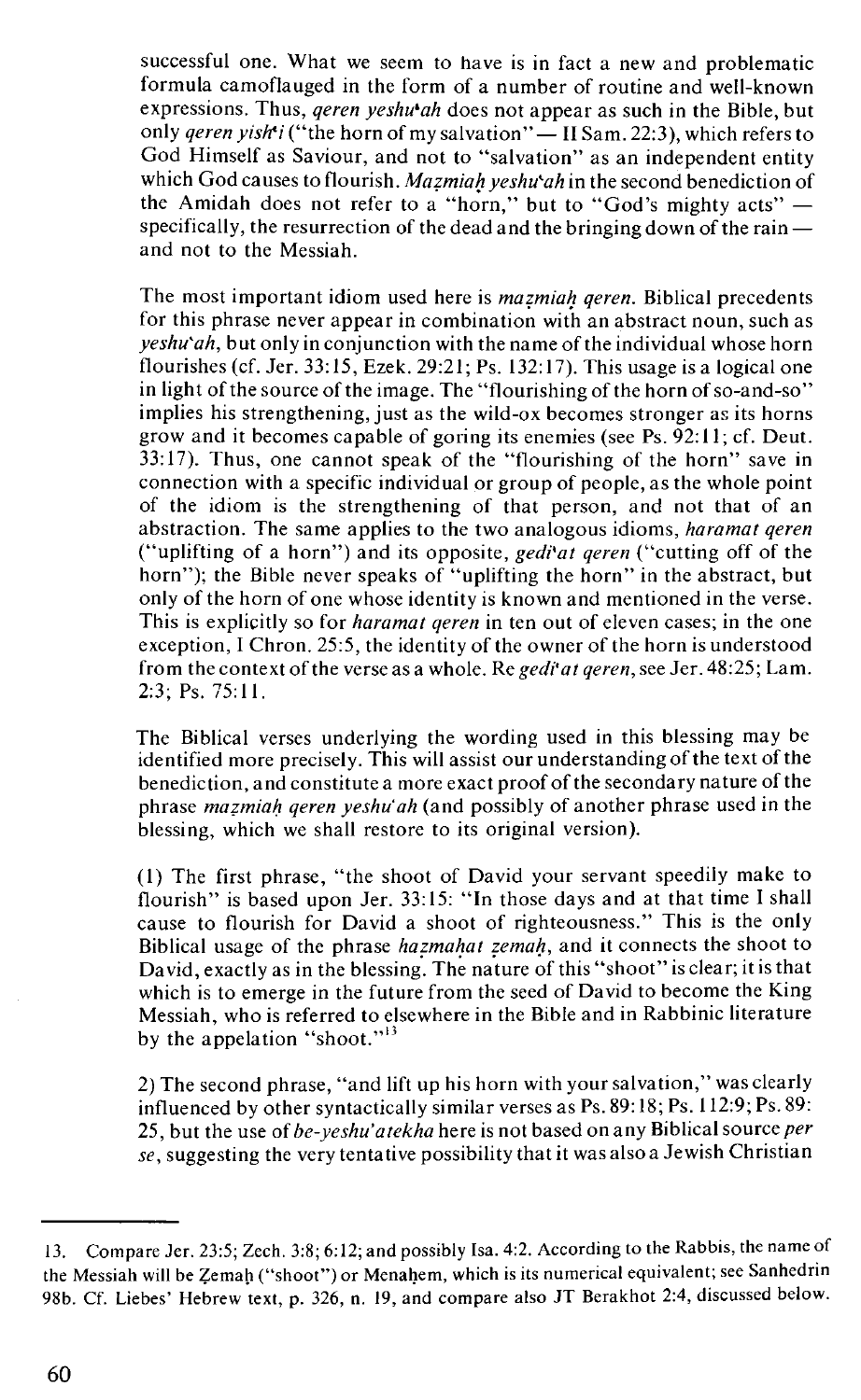successful one. What we seem to have is in fact a new and problematic formula camoflauged in the form of a number of routine and well-known expressions. Thus, *qeren yeshu'ah* does not appear as such in the Bible, but only *qeren yish'i* ("the horn of my salvation" — II Sam. 22:3), which refers to God Himself as Saviour, and not to "salvation" as an independent entity which God causes to flourish. *Mazmiaḥ yeshu'ah* in the second benediction of the Amidah does not refer to a "horn," but to "God's mighty acts" — specifically, the resurrection of the dead and the bringing down of the rain — and not to the Messiah.

The most important idiom used here is *mazmiaḥ qeren*. Biblical precedents for this phrase never appear in combination with an abstract noun, such as *yeshu'ah*, but only in conjunction with the name of the individual whose horn flourishes (cf. Jer. 33:15, Ezek. 29:21; Ps. 132:17). This usage is a logical one in light of the source of the image. The "flourishing of the horn of so-and-so" implies his strengthening, just as the wild-ox becomes stronger as its horns grow and it becomes capable of goring its enemies (see Ps. 92:11; cf. Deut. 33:17). Thus, one cannot speak of the "flourishing of the horn" save in connection with a specific individual or group of people, as the whole point of the idiom is the strengthening of that person, and not that of an abstraction. The same applies to the two analogous idioms, *haramat qeren* ("uplifting of a horn") and its opposite, *gedi'at qeren* ("cutting off of the horn"); the Bible never speaks of "uplifting the horn" in the abstract, but only of the horn of one whose identity is known and mentioned in the verse. This is explicitly so for *haramat qeren* in ten out of eleven cases; in the one exception, I Chron. 25:5, the identity of the owner of the horn is understood from the context of the verse as a whole. Re *gedi'at qeren*, see Jer. 48:25; Lam. 2:3; Ps. 75:11.

The Biblical verses underlying the wording used in this blessing may be identified more precisely. This will assist our understanding of the text of the benediction, and constitute a more exact proof of the secondary nature of the phrase *mazmiaḥ qeren yeshu'ah* (and possibly of another phrase used in the blessing, which we shall restore to its original version).

(1) The first phrase, "the shoot of David your servant speedily make to flourish" is based upon Jer. 33:15: "In those days and at that time I shall cause to flourish for David a shoot of righteousness." This is the only Biblical usage of the phrase *hazmaḥat zemaḥ*, and it connects the shoot to David, exactly as in the blessing. The nature of this "shoot" is clear; it is that which is to emerge in the future from the seed of David to become the King Messiah, who is referred to elsewhere in the Bible and in Rabbinic literature by the appelation "shoot."[13]

2) The second phrase, "and lift up his horn with your salvation," was clearly influenced by other syntactically similar verses as Ps. 89:18; Ps. 112:9; Ps. 89:25, but the use of *be-yeshu'atekha* here is not based on any Biblical source *per se*, suggesting the very tentative possibility that it was also a Jewish Christian

---

13. Compare Jer. 23:5; Zech. 3:8; 6:12; and possibly Isa. 4:2. According to the Rabbis, the name of the Messiah will be Ẓemaḥ ("shoot") or Menaḥem, which is its numerical equivalent; see Sanhedrin 98b. Cf. Liebes' Hebrew text, p. 326, n. 19, and compare also JT Berakhot 2:4, discussed below.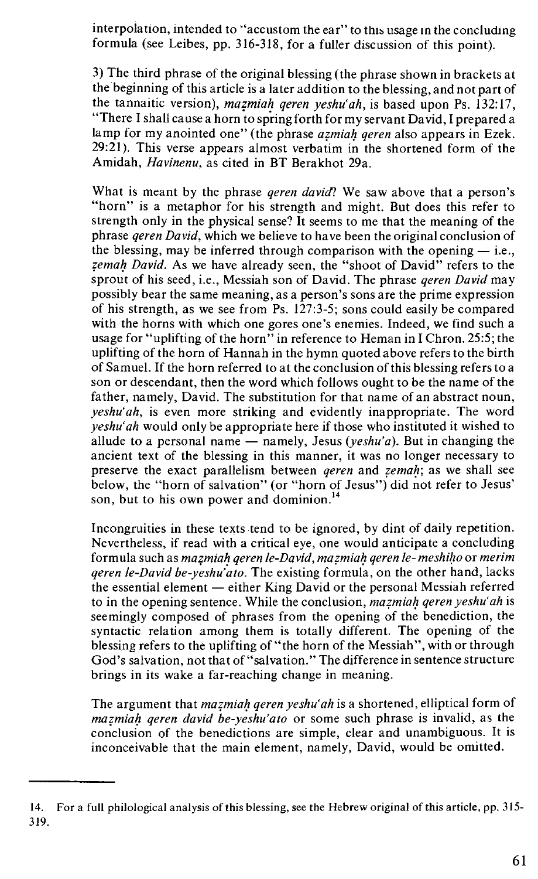interpolation, intended to "accustom the ear" to this usage in the concluding formula (see Leibes, pp. 316-318, for a fuller discussion of this point).

3) The third phrase of the original blessing (the phrase shown in brackets at the beginning of this article is a later addition to the blessing, and not part of the tannaitic version), *mazmiaḥ qeren yeshu'ah*, is based upon Ps. 132:17, "There I shall cause a horn to spring forth for my servant David, I prepared a lamp for my anointed one" (the phrase *azmiaḥ qeren* also appears in Ezek. 29:21). This verse appears almost verbatim in the shortened form of the Amidah, *Havinenu*, as cited in BT Berakhot 29a.

What is meant by the phrase *qeren david*? We saw above that a person's "horn" is a metaphor for his strength and might. But does this refer to strength only in the physical sense? It seems to me that the meaning of the phrase *qeren David*, which we believe to have been the original conclusion of the blessing, may be inferred through comparison with the opening — i.e., *ẓemaḥ David*. As we have already seen, the "shoot of David" refers to the sprout of his seed, i.e., Messiah son of David. The phrase *qeren David* may possibly bear the same meaning, as a person's sons are the prime expression of his strength, as we see from Ps. 127:3-5; sons could easily be compared with the horns with which one gores one's enemies. Indeed, we find such a usage for "uplifting of the horn" in reference to Heman in I Chron. 25:5; the uplifting of the horn of Hannah in the hymn quoted above refers to the birth of Samuel. If the horn referred to at the conclusion of this blessing refers to a son or descendant, then the word which follows ought to be the name of the father, namely, David. The substitution for that name of an abstract noun, *yeshu'ah*, is even more striking and evidently inappropriate. The word *yeshu'ah* would only be appropriate here if those who instituted it wished to allude to a personal name — namely, Jesus (*yeshu'a*). But in changing the ancient text of the blessing in this manner, it was no longer necessary to preserve the exact parallelism between *qeren* and *ẓemaḥ*; as we shall see below, the "horn of salvation" (or "horn of Jesus") did not refer to Jesus' son, but to his own power and dominion.[14]

Incongruities in these texts tend to be ignored, by dint of daily repetition. Nevertheless, if read with a critical eye, one would anticipate a concluding formula such as *mazmiaḥ qeren le-David*, *mazmiaḥ qeren le-meshiḥo* or *merim qeren le-David be-yeshu'ato*. The existing formula, on the other hand, lacks the essential element — either King David or the personal Messiah referred to in the opening sentence. While the conclusion, *mazmiaḥ qeren yeshu'ah* is seemingly composed of phrases from the opening of the benediction, the syntactic relation among them is totally different. The opening of the blessing refers to the uplifting of "the horn of the Messiah", with or through God's salvation, not that of "salvation." The difference in sentence structure brings in its wake a far-reaching change in meaning.

The argument that *mazmiaḥ qeren yeshu'ah* is a shortened, elliptical form of *mazmiaḥ qeren david be-yeshu'ato* or some such phrase is invalid, as the conclusion of the benedictions are simple, clear and unambiguous. It is inconceivable that the main element, namely, David, would be omitted.

---

14. For a full philological analysis of this blessing, see the Hebrew original of this article, pp. 315-319.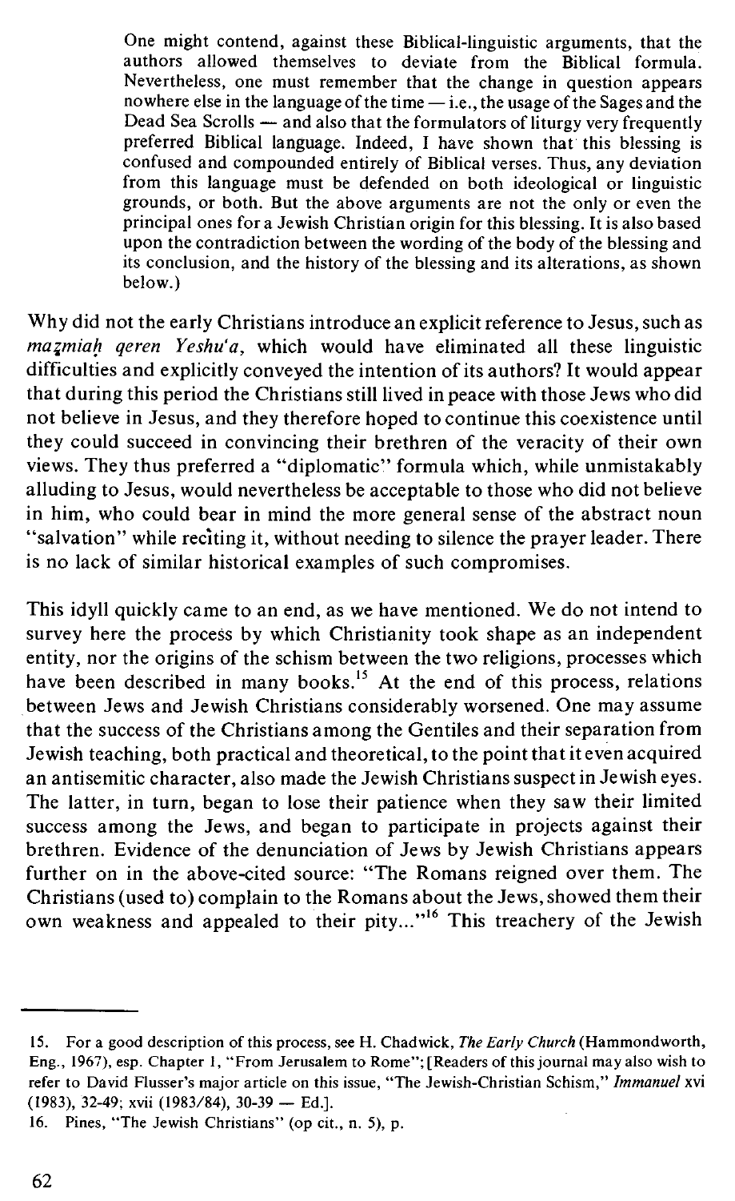One might contend, against these Biblical-linguistic arguments, that the authors allowed themselves to deviate from the Biblical formula. Nevertheless, one must remember that the change in question appears nowhere else in the language of the time — i.e., the usage of the Sages and the Dead Sea Scrolls — and also that the formulators of liturgy very frequently preferred Biblical language. Indeed, I have shown that this blessing is confused and compounded entirely of Biblical verses. Thus, any deviation from this language must be defended on both ideological or linguistic grounds, or both. But the above arguments are not the only or even the principal ones for a Jewish Christian origin for this blessing. It is also based upon the contradiction between the wording of the body of the blessing and its conclusion, and the history of the blessing and its alterations, as shown below.)

Why did not the early Christians introduce an explicit reference to Jesus, such as *maẓmiaḥ qeren Yeshu'a*, which would have eliminated all these linguistic difficulties and explicitly conveyed the intention of its authors? It would appear that during this period the Christians still lived in peace with those Jews who did not believe in Jesus, and they therefore hoped to continue this coexistence until they could succeed in convincing their brethren of the veracity of their own views. They thus preferred a "diplomatic" formula which, while unmistakably alluding to Jesus, would nevertheless be acceptable to those who did not believe in him, who could bear in mind the more general sense of the abstract noun "salvation" while reciting it, without needing to silence the prayer leader. There is no lack of similar historical examples of such compromises.

This idyll quickly came to an end, as we have mentioned. We do not intend to survey here the process by which Christianity took shape as an independent entity, nor the origins of the schism between the two religions, processes which have been described in many books.[15] At the end of this process, relations between Jews and Jewish Christians considerably worsened. One may assume that the success of the Christians among the Gentiles and their separation from Jewish teaching, both practical and theoretical, to the point that it even acquired an antisemitic character, also made the Jewish Christians suspect in Jewish eyes. The latter, in turn, began to lose their patience when they saw their limited success among the Jews, and began to participate in projects against their brethren. Evidence of the denunciation of Jews by Jewish Christians appears further on in the above-cited source: "The Romans reigned over them. The Christians (used to) complain to the Romans about the Jews, showed them their own weakness and appealed to their pity..."[16] This treachery of the Jewish

---

15. For a good description of this process, see H. Chadwick, *The Early Church* (Hammondworth, Eng., 1967), esp. Chapter 1, "From Jerusalem to Rome"; [Readers of this journal may also wish to refer to David Flusser's major article on this issue, "The Jewish-Christian Schism," *Immanuel* xvi (1983), 32-49; xvii (1983/84), 30-39 — Ed.].

16. Pines, "The Jewish Christians" (op cit., n. 5), p.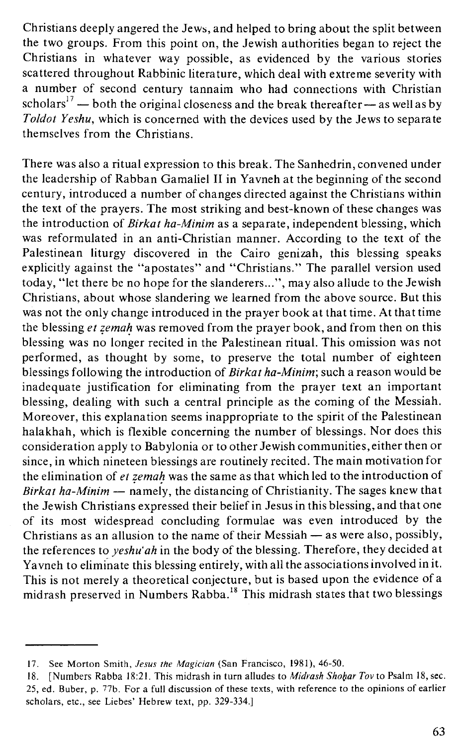Christians deeply angered the Jews, and helped to bring about the split between the two groups. From this point on, the Jewish authorities began to reject the Christians in whatever way possible, as evidenced by the various stories scattered throughout Rabbinic literature, which deal with extreme severity with a number of second century tannaim who had connections with Christian scholars[17] — both the original closeness and the break thereafter — as well as by *Toldot Yeshu*, which is concerned with the devices used by the Jews to separate themselves from the Christians.

There was also a ritual expression to this break. The Sanhedrin, convened under the leadership of Rabban Gamaliel II in Yavneh at the beginning of the second century, introduced a number of changes directed against the Christians within the text of the prayers. The most striking and best-known of these changes was the introduction of *Birkat ha-Minim* as a separate, independent blessing, which was reformulated in an anti-Christian manner. According to the text of the Palestinean liturgy discovered in the Cairo genizah, this blessing speaks explicitly against the "apostates" and "Christians." The parallel version used today, "let there be no hope for the slanderers...", may also allude to the Jewish Christians, about whose slandering we learned from the above source. But this was not the only change introduced in the prayer book at that time. At that time the blessing *et ẓemaḥ* was removed from the prayer book, and from then on this blessing was no longer recited in the Palestinean ritual. This omission was not performed, as thought by some, to preserve the total number of eighteen blessings following the introduction of *Birkat ha-Minim*; such a reason would be inadequate justification for eliminating from the prayer text an important blessing, dealing with such a central principle as the coming of the Messiah. Moreover, this explanation seems inappropriate to the spirit of the Palestinean halakhah, which is flexible concerning the number of blessings. Nor does this consideration apply to Babylonia or to other Jewish communities, either then or since, in which nineteen blessings are routinely recited. The main motivation for the elimination of *et ẓemaḥ* was the same as that which led to the introduction of *Birkat ha-Minim* — namely, the distancing of Christianity. The sages knew that the Jewish Christians expressed their belief in Jesus in this blessing, and that one of its most widespread concluding formulae was even introduced by the Christians as an allusion to the name of their Messiah — as were also, possibly, the references to *yeshu'ah* in the body of the blessing. Therefore, they decided at Yavneh to eliminate this blessing entirely, with all the associations involved in it. This is not merely a theoretical conjecture, but is based upon the evidence of a midrash preserved in Numbers Rabba.[18] This midrash states that two blessings

---

17. See Morton Smith, *Jesus the Magician* (San Francisco, 1981), 46-50.

18. [Numbers Rabba 18:21. This midrash in turn alludes to *Midrash Shoḥar Tov* to Psalm 18, sec. 25, ed. Buber, p. 77b. For a full discussion of these texts, with reference to the opinions of earlier scholars, etc., see Liebes' Hebrew text, pp. 329-334.]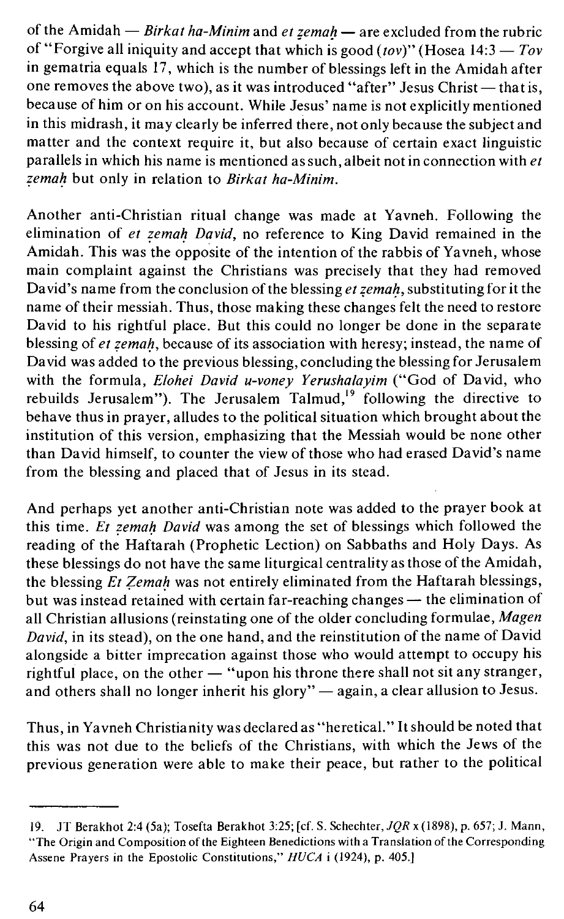of the Amidah — *Birkat ha-Minim* and *et ẓemaḥ* — are excluded from the rubric of "Forgive all iniquity and accept that which is good (*tov*)" (Hosea 14:3 — *Tov* in gematria equals 17, which is the number of blessings left in the Amidah after one removes the above two), as it was introduced "after" Jesus Christ — that is, because of him or on his account. While Jesus' name is not explicitly mentioned in this midrash, it may clearly be inferred there, not only because the subject and matter and the context require it, but also because of certain exact linguistic parallels in which his name is mentioned as such, albeit not in connection with *et ẓemaḥ* but only in relation to *Birkat ha-Minim*.

Another anti-Christian ritual change was made at Yavneh. Following the elimination of *et ẓemaḥ David*, no reference to King David remained in the Amidah. This was the opposite of the intention of the rabbis of Yavneh, whose main complaint against the Christians was precisely that they had removed David's name from the conclusion of the blessing *et ẓemaḥ*, substituting for it the name of their messiah. Thus, those making these changes felt the need to restore David to his rightful place. But this could no longer be done in the separate blessing of *et ẓemaḥ*, because of its association with heresy; instead, the name of David was added to the previous blessing, concluding the blessing for Jerusalem with the formula, *Elohei David u-voney Yerushalayim* ("God of David, who rebuilds Jerusalem"). The Jerusalem Talmud,[19] following the directive to behave thus in prayer, alludes to the political situation which brought about the institution of this version, emphasizing that the Messiah would be none other than David himself, to counter the view of those who had erased David's name from the blessing and placed that of Jesus in its stead.

And perhaps yet another anti-Christian note was added to the prayer book at this time. *Et ẓemaḥ David* was among the set of blessings which followed the reading of the Haftarah (Prophetic Lection) on Sabbaths and Holy Days. As these blessings do not have the same liturgical centrality as those of the Amidah, the blessing *Et Ẓemaḥ* was not entirely eliminated from the Haftarah blessings, but was instead retained with certain far-reaching changes — the elimination of all Christian allusions (reinstating one of the older concluding formulae, *Magen David*, in its stead), on the one hand, and the reinstitution of the name of David alongside a bitter imprecation against those who would attempt to occupy his rightful place, on the other — "upon his throne there shall not sit any stranger, and others shall no longer inherit his glory" — again, a clear allusion to Jesus.

Thus, in Yavneh Christianity was declared as "heretical." It should be noted that this was not due to the beliefs of the Christians, with which the Jews of the previous generation were able to make their peace, but rather to the political

19. JT Berakhot 2:4 (5a); Tosefta Berakhot 3:25; [cf. S. Schechter, *JQR* x (1898), p. 657; J. Mann, "The Origin and Composition of the Eighteen Benedictions with a Translation of the Corresponding Assene Prayers in the Epostolic Constitutions," *HUCA* i (1924), p. 405.]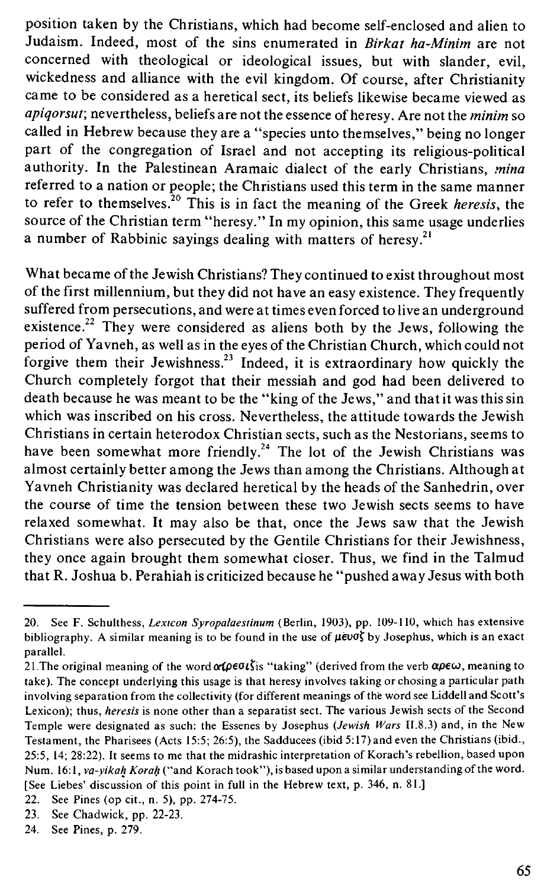position taken by the Christians, which had become self-enclosed and alien to Judaism. Indeed, most of the sins enumerated in *Birkat ha-Minim* are not concerned with theological or ideological issues, but with slander, evil, wickedness and alliance with the evil kingdom. Of course, after Christianity came to be considered as a heretical sect, its beliefs likewise became viewed as *apiqorsut*; nevertheless, beliefs are not the essence of heresy. Are not the *minim* so called in Hebrew because they are a "species unto themselves," being no longer part of the congregation of Israel and not accepting its religious-political authority. In the Palestinean Aramaic dialect of the early Christians, *mina* referred to a nation or people; the Christians used this term in the same manner to refer to themselves.[20] This is in fact the meaning of the Greek *heresis*, the source of the Christian term "heresy." In my opinion, this same usage underlies a number of Rabbinic sayings dealing with matters of heresy.[21]

What became of the Jewish Christians? They continued to exist throughout most of the first millennium, but they did not have an easy existence. They frequently suffered from persecutions, and were at times even forced to live an underground existence.[22] They were considered as aliens both by the Jews, following the period of Yavneh, as well as in the eyes of the Christian Church, which could not forgive them their Jewishness.[23] Indeed, it is extraordinary how quickly the Church completely forgot that their messiah and god had been delivered to death because he was meant to be the "king of the Jews," and that it was this sin which was inscribed on his cross. Nevertheless, the attitude towards the Jewish Christians in certain heterodox Christian sects, such as the Nestorians, seems to have been somewhat more friendly.[24] The lot of the Jewish Christians was almost certainly better among the Jews than among the Christians. Although at Yavneh Christianity was declared heretical by the heads of the Sanhedrin, over the course of time the tension between these two Jewish sects seems to have relaxed somewhat. It may also be that, once the Jews saw that the Jewish Christians were also persecuted by the Gentile Christians for their Jewishness, they once again brought them somewhat closer. Thus, we find in the Talmud that R. Joshua b. Perahiah is criticized because he "pushed away Jesus with both

---

20. See F. Schulthess, *Lexicon Syropalaestinum* (Berlin, 1903), pp. 109-110, which has extensive bibliography. A similar meaning is to be found in the use of γένος by Josephus, which is an exact parallel.

21. The original meaning of the word αἵρεσις "taking" (derived from the verb αἱρέω, meaning to take). The concept underlying this usage is that heresy involves taking or chosing a particular path involving separation from the collectivity (for different meanings of the word see Liddell and Scott's Lexicon); thus, *heresis* is none other than a separatist sect. The various Jewish sects of the Second Temple were designated as such: the Essenes by Josephus (*Jewish Wars* II.8.3) and, in the New Testament, the Pharisees (Acts 15:5; 26:5), the Sadducees (ibid 5:17) and even the Christians (ibid., 25:5, 14; 28:22). It seems to me that the midrashic interpretation of Korach's rebellion, based upon Num. 16:1, *va-yikah Korah* ("and Korach took"), is based upon a similar understanding of the word. [See Liebes' discussion of this point in full in the Hebrew text, p. 346, n. 81.]

22. See Pines (op cit., n. 5), pp. 274-75.

23. See Chadwick, pp. 22-23.

24. See Pines, p. 279.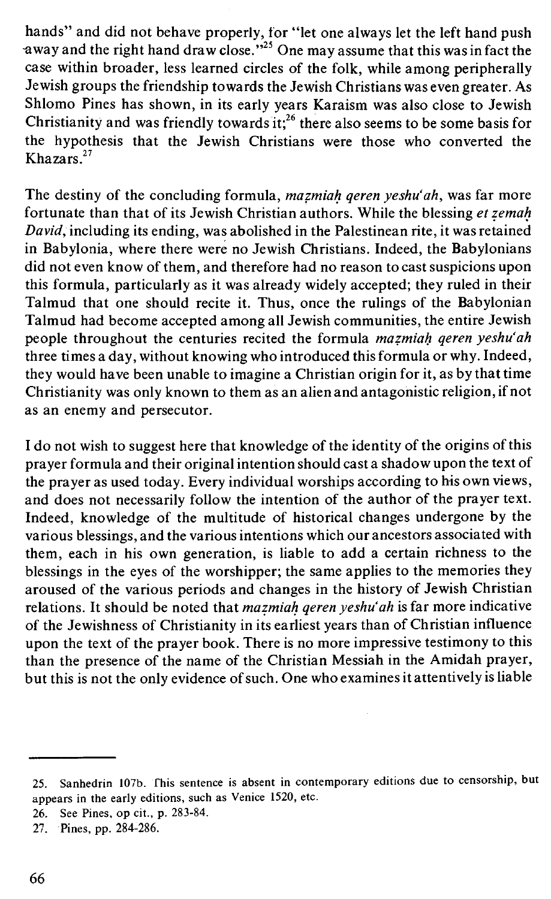hands" and did not behave properly, for "let one always let the left hand push away and the right hand draw close."[25] One may assume that this was in fact the case within broader, less learned circles of the folk, while among peripherally Jewish groups the friendship towards the Jewish Christians was even greater. As Shlomo Pines has shown, in its early years Karaism was also close to Jewish Christianity and was friendly towards it;[26] there also seems to be some basis for the hypothesis that the Jewish Christians were those who converted the Khazars.[27]

The destiny of the concluding formula, *maẓmiaḥ qeren yeshu'ah*, was far more fortunate than that of its Jewish Christian authors. While the blessing *et ẓemaḥ David*, including its ending, was abolished in the Palestinean rite, it was retained in Babylonia, where there were no Jewish Christians. Indeed, the Babylonians did not even know of them, and therefore had no reason to cast suspicions upon this formula, particularly as it was already widely accepted; they ruled in their Talmud that one should recite it. Thus, once the rulings of the Babylonian Talmud had become accepted among all Jewish communities, the entire Jewish people throughout the centuries recited the formula *maẓmiaḥ qeren yeshu'ah* three times a day, without knowing who introduced this formula or why. Indeed, they would have been unable to imagine a Christian origin for it, as by that time Christianity was only known to them as an alien and antagonistic religion, if not as an enemy and persecutor.

I do not wish to suggest here that knowledge of the identity of the origins of this prayer formula and their original intention should cast a shadow upon the text of the prayer as used today. Every individual worships according to his own views, and does not necessarily follow the intention of the author of the prayer text. Indeed, knowledge of the multitude of historical changes undergone by the various blessings, and the various intentions which our ancestors associated with them, each in his own generation, is liable to add a certain richness to the blessings in the eyes of the worshipper; the same applies to the memories they aroused of the various periods and changes in the history of Jewish Christian relations. It should be noted that *maẓmiaḥ qeren yeshu'ah* is far more indicative of the Jewishness of Christianity in its earliest years than of Christian influence upon the text of the prayer book. There is no more impressive testimony to this than the presence of the name of the Christian Messiah in the Amidah prayer, but this is not the only evidence of such. One who examines it attentively is liable

---

25. Sanhedrin 107b. This sentence is absent in contemporary editions due to censorship, but appears in the early editions, such as Venice 1520, etc.
26. See Pines, op cit., p. 283-84.
27. Pines, pp. 284-286.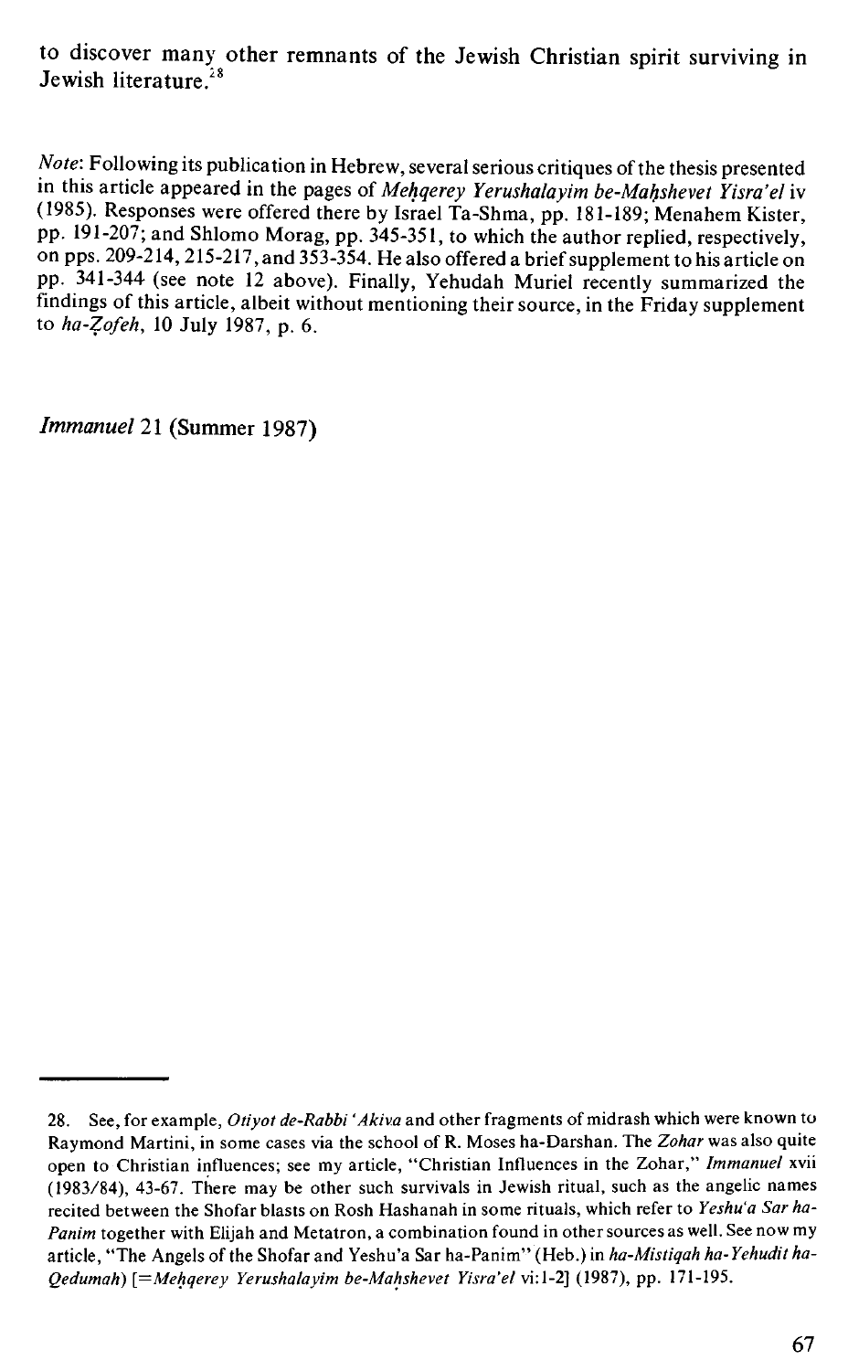to discover many other remnants of the Jewish Christian spirit surviving in Jewish literature.[28]

*Note*: Following its publication in Hebrew, several serious critiques of the thesis presented in this article appeared in the pages of *Meḥqerey Yerushalayim be-Maḥshevet Yisra'el* iv (1985). Responses were offered there by Israel Ta-Shma, pp. 181-189; Menahem Kister, pp. 191-207; and Shlomo Morag, pp. 345-351, to which the author replied, respectively, on pps. 209-214, 215-217, and 353-354. He also offered a brief supplement to his article on pp. 341-344 (see note 12 above). Finally, Yehudah Muriel recently summarized the findings of this article, albeit without mentioning their source, in the Friday supplement to *ha-Ẓofeh*, 10 July 1987, p. 6.

*Immanuel* 21 (Summer 1987)

---

28. See, for example, *Otiyot de-Rabbi 'Akiva* and other fragments of midrash which were known to Raymond Martini, in some cases via the school of R. Moses ha-Darshan. The *Zohar* was also quite open to Christian influences; see my article, "Christian Influences in the Zohar," *Immanuel* xvii (1983/84), 43-67. There may be other such survivals in Jewish ritual, such as the angelic names recited between the Shofar blasts on Rosh Hashanah in some rituals, which refer to *Yeshu'a Sar ha-Panim* together with Elijah and Metatron, a combination found in other sources as well. See now my article, "The Angels of the Shofar and Yeshu'a Sar ha-Panim" (Heb.) in *ha-Mistiqah ha-Yehudit ha-Qedumah*) [=*Meḥqerey Yerushalayim be-Maḥshevet Yisra'el* vi:1-2] (1987), pp. 171-195.